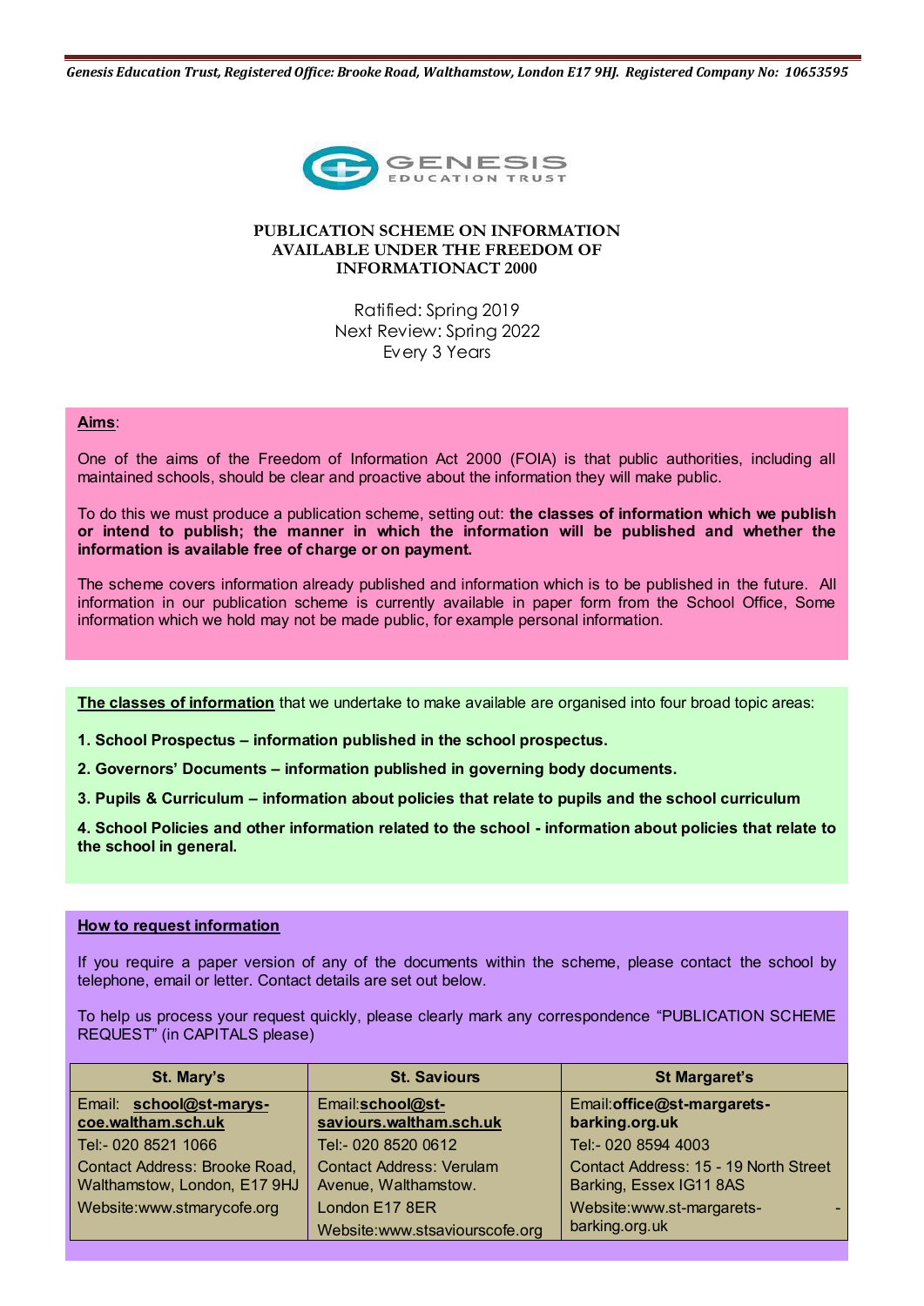*Genesis Education Trust, Registered Office: Brooke Road, Walthamstow, London E17 9HJ. Registered Company No: 10653595*

# PUBLICATION SCHEME ON INFORMATION AVAILABLE UNDER THE FREEDOM OF INFORMATIONACT 2000

Ratified: Spring 2019
Next Review: Spring 2022
Every 3 Years

**Aims**:

One of the aims of the Freedom of Information Act 2000 (FOIA) is that public authorities, including all maintained schools, should be clear and proactive about the information they will make public.

To do this we must produce a publication scheme, setting out: **the classes of information which we publish or intend to publish; the manner in which the information will be published and whether the information is available free of charge or on payment.**

The scheme covers information already published and information which is to be published in the future. All information in our publication scheme is currently available in paper form from the School Office, Some information which we hold may not be made public, for example personal information.

**The classes of information** that we undertake to make available are organised into four broad topic areas:

**1. School Prospectus – information published in the school prospectus.**

**2. Governors' Documents – information published in governing body documents.**

**3. Pupils & Curriculum – information about policies that relate to pupils and the school curriculum**

**4. School Policies and other information related to the school - information about policies that relate to the school in general.**

**How to request information**

If you require a paper version of any of the documents within the scheme, please contact the school by telephone, email or letter. Contact details are set out below.

To help us process your request quickly, please clearly mark any correspondence "PUBLICATION SCHEME REQUEST" (in CAPITALS please)

| St. Mary's | St. Saviours | St Margaret's |
|---|---|---|
| Email: **school@st-marys-coe.waltham.sch.uk** | Email:**school@st-saviours.waltham.sch.uk** | Email:**office@st-margarets-barking.org.uk** |
| Tel:- 020 8521 1066 | Tel:- 020 8520 0612 | Tel:- 020 8594 4003 |
| Contact Address: Brooke Road, Walthamstow, London, E17 9HJ | Contact Address: Verulam Avenue, Walthamstow. London E17 8ER | Contact Address: 15 - 19 North Street Barking, Essex IG11 8AS |
| Website:www.stmarycofe.org | Website:www.stsaviourscofe.org | Website:www.st-margarets-barking.org.uk |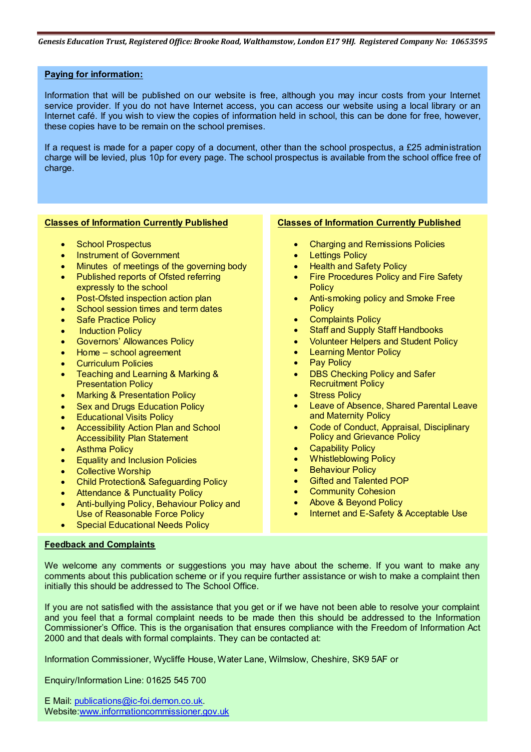## Paying for information:

Information that will be published on our website is free, although you may incur costs from your Internet service provider. If you do not have Internet access, you can access our website using a local library or an Internet café. If you wish to view the copies of information held in school, this can be done for free, however, these copies have to be remain on the school premises.

If a request is made for a paper copy of a document, other than the school prospectus, a £25 administration charge will be levied, plus 10p for every page. The school prospectus is available from the school office free of charge.

## Classes of Information Currently Published

- School Prospectus
- Instrument of Government
- Minutes of meetings of the governing body
- Published reports of Ofsted referring expressly to the school
- Post-Ofsted inspection action plan
- School session times and term dates
- Safe Practice Policy
- Induction Policy
- Governors' Allowances Policy
- Home – school agreement
- Curriculum Policies
- Teaching and Learning & Marking & Presentation Policy
- Marking & Presentation Policy
- Sex and Drugs Education Policy
- Educational Visits Policy
- Accessibility Action Plan and School Accessibility Plan Statement
- Asthma Policy
- Equality and Inclusion Policies
- Collective Worship
- Child Protection& Safeguarding Policy
- Attendance & Punctuality Policy
- Anti-bullying Policy, Behaviour Policy and Use of Reasonable Force Policy
- Special Educational Needs Policy

## Classes of Information Currently Published

- Charging and Remissions Policies
- Lettings Policy
- Health and Safety Policy
- Fire Procedures Policy and Fire Safety Policy
- Anti-smoking policy and Smoke Free Policy
- Complaints Policy
- Staff and Supply Staff Handbooks
- Volunteer Helpers and Student Policy
- Learning Mentor Policy
- Pay Policy
- DBS Checking Policy and Safer Recruitment Policy
- Stress Policy
- Leave of Absence, Shared Parental Leave and Maternity Policy
- Code of Conduct, Appraisal, Disciplinary Policy and Grievance Policy
- Capability Policy
- Whistleblowing Policy
- Behaviour Policy
- Gifted and Talented POP
- Community Cohesion
- Above & Beyond Policy
- Internet and E-Safety & Acceptable Use

## Feedback and Complaints

We welcome any comments or suggestions you may have about the scheme. If you want to make any comments about this publication scheme or if you require further assistance or wish to make a complaint then initially this should be addressed to The School Office.

If you are not satisfied with the assistance that you get or if we have not been able to resolve your complaint and you feel that a formal complaint needs to be made then this should be addressed to the Information Commissioner's Office. This is the organisation that ensures compliance with the Freedom of Information Act 2000 and that deals with formal complaints. They can be contacted at:

Information Commissioner, Wycliffe House, Water Lane, Wilmslow, Cheshire, SK9 5AF or

Enquiry/Information Line: 01625 545 700

E Mail: publications@ic-foi.demon.co.uk.
Website:www.informationcommissioner.gov.uk